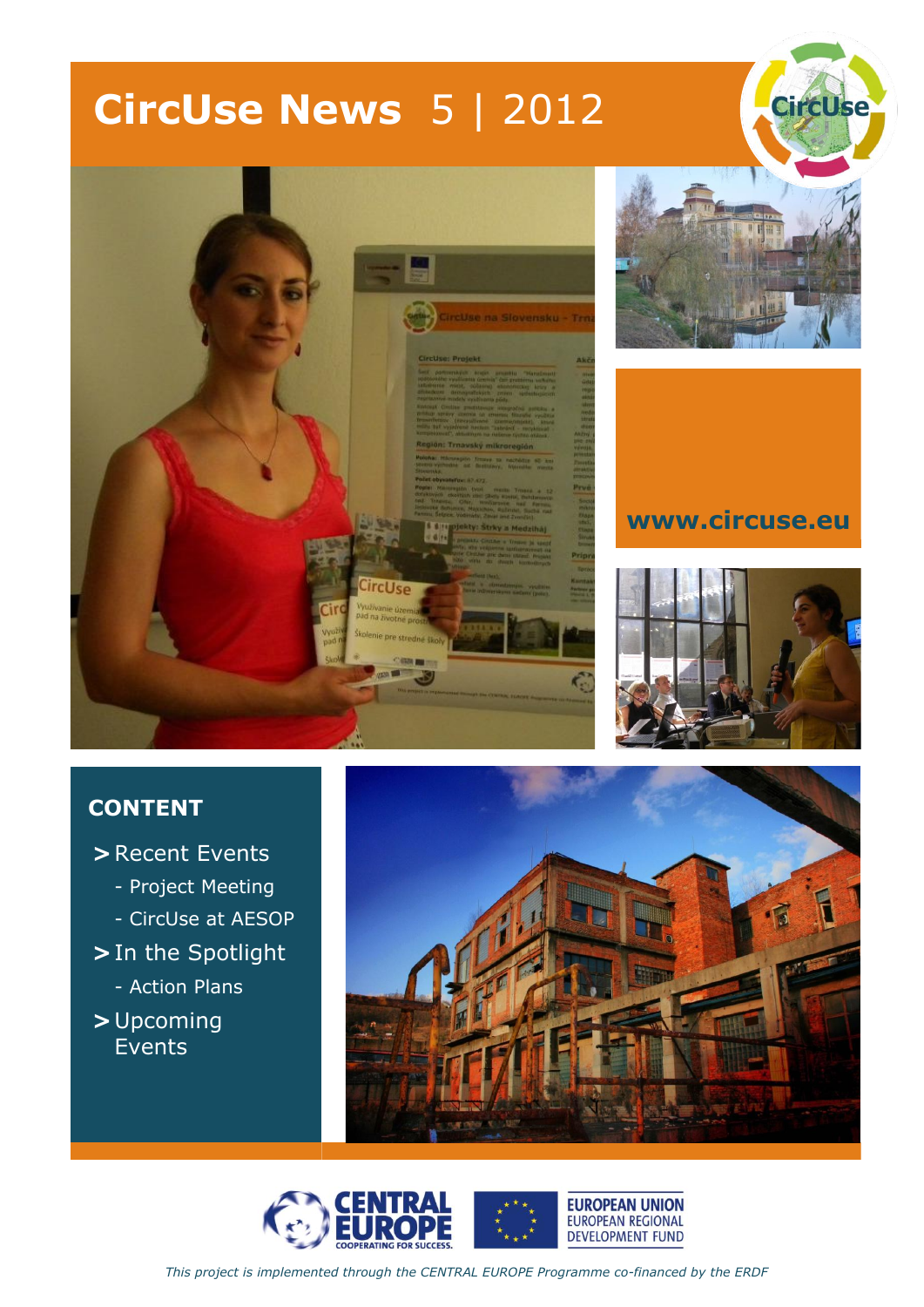# CircUse News 5 | 2012

www.circuse.eu

## CONTENT

- > Recent Events
  - Project Meeting
  - CircUse at AESOP
- > In the Spotlight
  - Action Plans
- > Upcoming Events

*This project is implemented through the CENTRAL EUROPE Programme co-financed by the ERDF*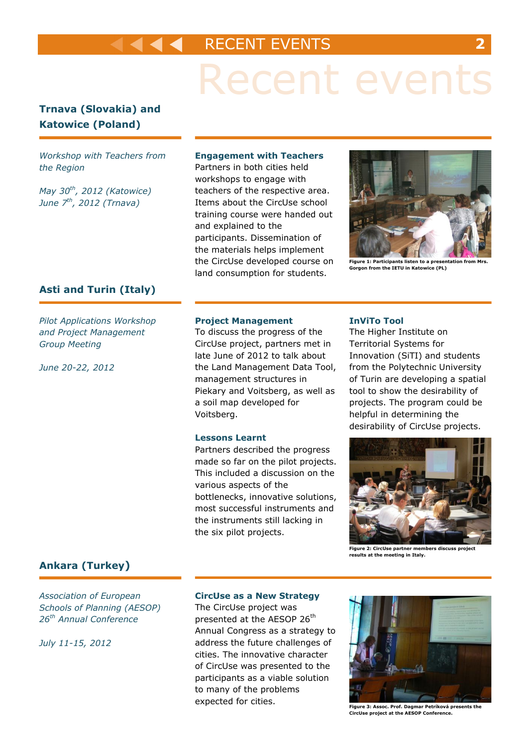# Recent events

## Trnava (Slovakia) and Katowice (Poland)

*Workshop with Teachers from the Region*

*May 30th, 2012 (Katowice)*
*June 7th, 2012 (Trnava)*

### Engagement with Teachers

Partners in both cities held workshops to engage with teachers of the respective area. Items about the CircUse school training course were handed out and explained to the participants. Dissemination of the materials helps implement the CircUse developed course on land consumption for students.

**Figure 1: Participants listen to a presentation from Mrs. Gorgon from the IETU in Katowice (PL)**

## Asti and Turin (Italy)

*Pilot Applications Workshop and Project Management Group Meeting*

*June 20-22, 2012*

### Project Management

To discuss the progress of the CircUse project, partners met in late June of 2012 to talk about the Land Management Data Tool, management structures in Piekary and Voitsberg, as well as a soil map developed for Voitsberg.

### Lessons Learnt

Partners described the progress made so far on the pilot projects. This included a discussion on the various aspects of the bottlenecks, innovative solutions, most successful instruments and the instruments still lacking in the six pilot projects.

### InViTo Tool

The Higher Institute on Territorial Systems for Innovation (SiTI) and students from the Polytechnic University of Turin are developing a spatial tool to show the desirability of projects. The program could be helpful in determining the desirability of CircUse projects.

**Figure 2: CircUse partner members discuss project results at the meeting in Italy.**

## Ankara (Turkey)

*Association of European Schools of Planning (AESOP) 26th Annual Conference*

*July 11-15, 2012*

### CircUse as a New Strategy

The CircUse project was presented at the AESOP 26th Annual Congress as a strategy to address the future challenges of cities. The innovative character of CircUse was presented to the participants as a viable solution to many of the problems expected for cities.

**Figure 3: Assoc. Prof. Dagmar Petríková presents the CircUse project at the AESOP Conference.**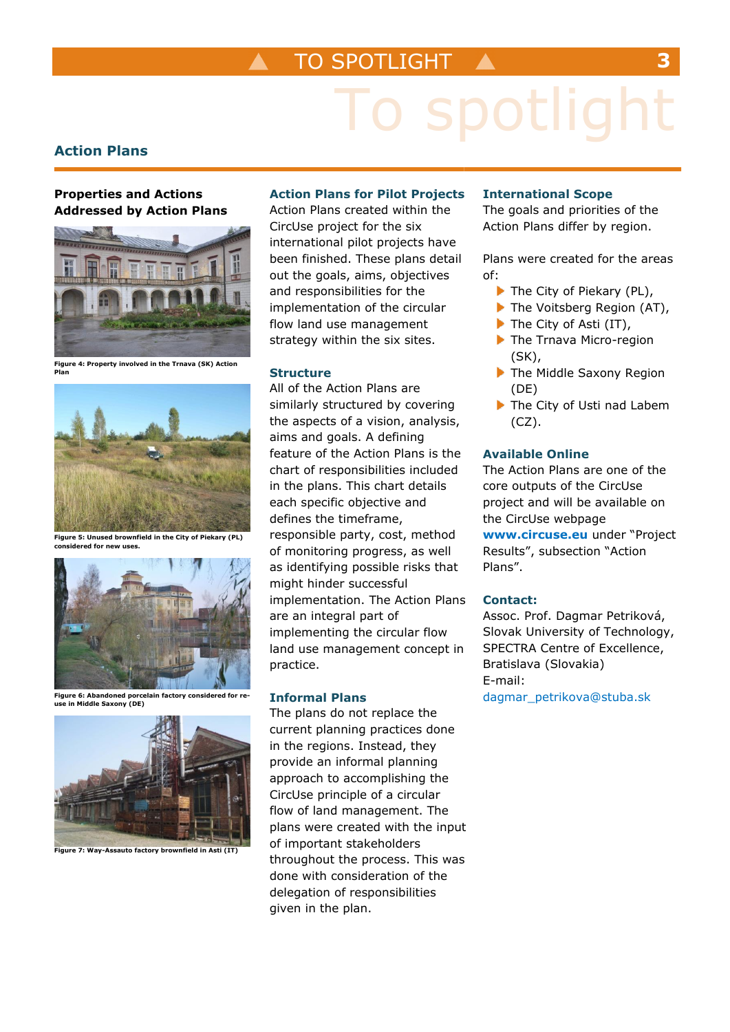## Action Plans

### Properties and Actions Addressed by Action Plans

Figure 4: Property involved in the Trnava (SK) Action Plan

Figure 5: Unused brownfield in the City of Piekary (PL) considered for new uses.

Figure 6: Abandoned porcelain factory considered for re-use in Middle Saxony (DE)

Figure 7: Way-Assauto factory brownfield in Asti (IT)

### Action Plans for Pilot Projects

Action Plans created within the CircUse project for the six international pilot projects have been finished. These plans detail out the goals, aims, objectives and responsibilities for the implementation of the circular flow land use management strategy within the six sites.

### Structure

All of the Action Plans are similarly structured by covering the aspects of a vision, analysis, aims and goals. A defining feature of the Action Plans is the chart of responsibilities included in the plans. This chart details each specific objective and defines the timeframe, responsible party, cost, method of monitoring progress, as well as identifying possible risks that might hinder successful implementation. The Action Plans are an integral part of implementing the circular flow land use management concept in practice.

### Informal Plans

The plans do not replace the current planning practices done in the regions. Instead, they provide an informal planning approach to accomplishing the CircUse principle of a circular flow of land management. The plans were created with the input of important stakeholders throughout the process. This was done with consideration of the delegation of responsibilities given in the plan.

### International Scope

The goals and priorities of the Action Plans differ by region.

Plans were created for the areas of:

- The City of Piekary (PL),
- The Voitsberg Region (AT),
- The City of Asti (IT),
- The Trnava Micro-region (SK),
- The Middle Saxony Region (DE)
- The City of Usti nad Labem (CZ).

### Available Online

The Action Plans are one of the core outputs of the CircUse project and will be available on the CircUse webpage **www.circuse.eu** under "Project Results", subsection "Action Plans".

### Contact:

Assoc. Prof. Dagmar Petriková,
Slovak University of Technology,
SPECTRA Centre of Excellence,
Bratislava (Slovakia)
E-mail:
dagmar_petrikova@stuba.sk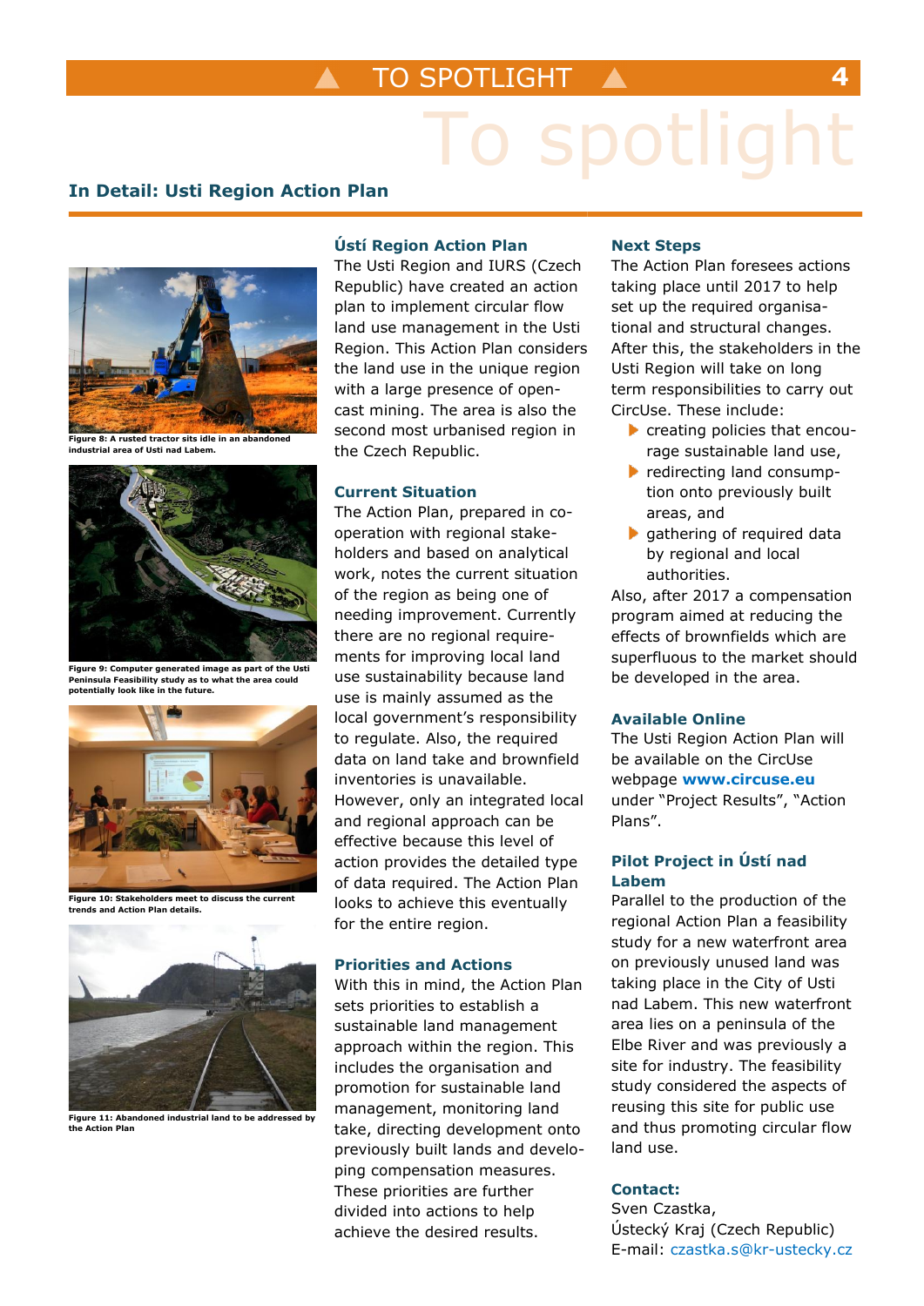## In Detail: Usti Region Action Plan

Figure 8: A rusted tractor sits idle in an abandoned industrial area of Usti nad Labem.

Figure 9: Computer generated image as part of the Usti Peninsula Feasibility study as to what the area could potentially look like in the future.

Figure 10: Stakeholders meet to discuss the current trends and Action Plan details.

Figure 11: Abandoned industrial land to be addressed by the Action Plan

### Ústí Region Action Plan

The Usti Region and IURS (Czech Republic) have created an action plan to implement circular flow land use management in the Usti Region. This Action Plan considers the land use in the unique region with a large presence of open-cast mining. The area is also the second most urbanised region in the Czech Republic.

### Current Situation

The Action Plan, prepared in co-operation with regional stake-holders and based on analytical work, notes the current situation of the region as being one of needing improvement. Currently there are no regional require-ments for improving local land use sustainability because land use is mainly assumed as the local government's responsibility to regulate. Also, the required data on land take and brownfield inventories is unavailable. However, only an integrated local and regional approach can be effective because this level of action provides the detailed type of data required. The Action Plan looks to achieve this eventually for the entire region.

### Priorities and Actions

With this in mind, the Action Plan sets priorities to establish a sustainable land management approach within the region. This includes the organisation and promotion for sustainable land management, monitoring land take, directing development onto previously built lands and develo-ping compensation measures. These priorities are further divided into actions to help achieve the desired results.

### Next Steps

The Action Plan foresees actions taking place until 2017 to help set up the required organisa-tional and structural changes. After this, the stakeholders in the Usti Region will take on long term responsibilities to carry out CircUse. These include:

- creating policies that encou-rage sustainable land use,
- redirecting land consump-tion onto previously built areas, and
- gathering of required data by regional and local authorities.

Also, after 2017 a compensation program aimed at reducing the effects of brownfields which are superfluous to the market should be developed in the area.

### Available Online

The Usti Region Action Plan will be available on the CircUse webpage **www.circuse.eu** under "Project Results", "Action Plans".

### Pilot Project in Ústí nad Labem

Parallel to the production of the regional Action Plan a feasibility study for a new waterfront area on previously unused land was taking place in the City of Usti nad Labem. This new waterfront area lies on a peninsula of the Elbe River and was previously a site for industry. The feasibility study considered the aspects of reusing this site for public use and thus promoting circular flow land use.

### Contact:

Sven Czastka,
Ústecký Kraj (Czech Republic)
E-mail: czastka.s@kr-ustecky.cz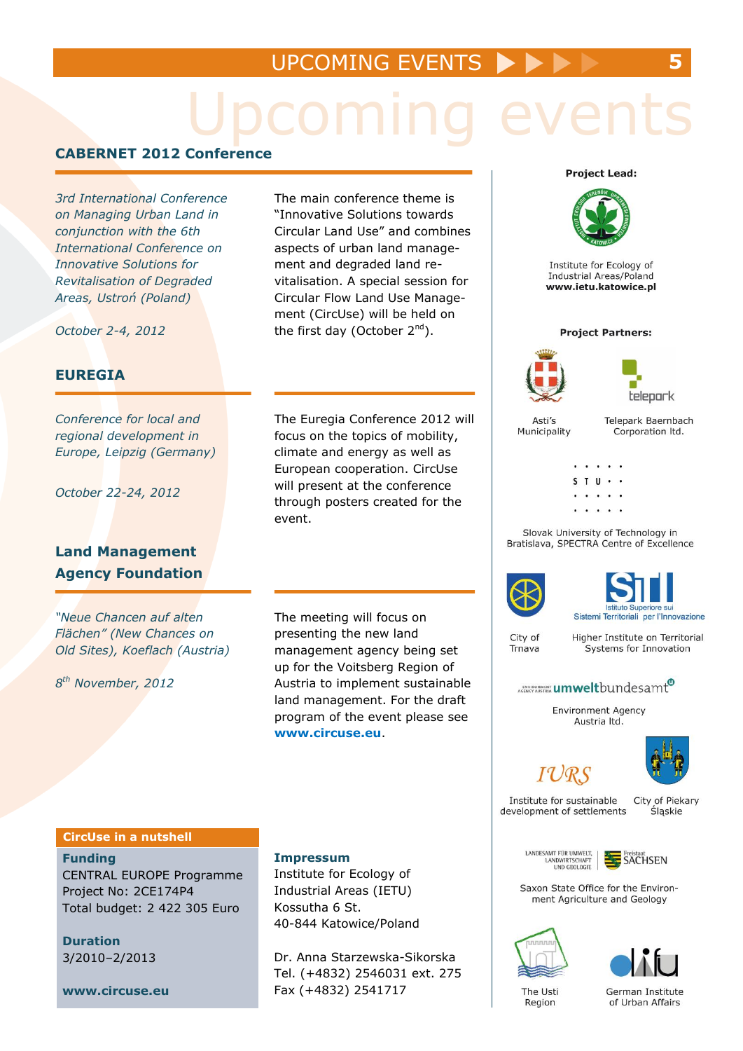# Upcoming events

## CABERNET 2012 Conference

*3rd International Conference on Managing Urban Land in conjunction with the 6th International Conference on Innovative Solutions for Revitalisation of Degraded Areas, Ustroń (Poland)*

*October 2-4, 2012*

The main conference theme is "Innovative Solutions towards Circular Land Use" and combines aspects of urban land management and degraded land revitalisation. A special session for Circular Flow Land Use Management (CircUse) will be held on the first day (October 2nd).

## EUREGIA

*Conference for local and regional development in Europe, Leipzig (Germany)*

*October 22-24, 2012*

The Euregia Conference 2012 will focus on the topics of mobility, climate and energy as well as European cooperation. CircUse will present at the conference through posters created for the event.

## Land Management Agency Foundation

*"Neue Chancen auf alten Flächen" (New Chances on Old Sites), Koeflach (Austria)*

*8th November, 2012*

The meeting will focus on presenting the new land management agency being set up for the Voitsberg Region of Austria to implement sustainable land management. For the draft program of the event please see **www.circuse.eu**.

**Project Lead:**

Institute for Ecology of Industrial Areas/Poland
**www.ietu.katowice.pl**

**Project Partners:**

Asti's Municipality

Telepark Baernbach Corporation ltd.

Slovak University of Technology in Bratislava, SPECTRA Centre of Excellence

City of Trnava

Higher Institute on Territorial Systems for Innovation

Environment Agency Austria ltd.

Institute for sustainable development of settlements

City of Piekary Śląskie

Saxon State Office for the Environment Agriculture and Geology

The Usti Region

German Institute of Urban Affairs

### CircUse in a nutshell

**Funding**
CENTRAL EUROPE Programme
Project No: 2CE174P4
Total budget: 2 422 305 Euro

**Duration**
3/2010–2/2013

**www.circuse.eu**

### Impressum

Institute for Ecology of Industrial Areas (IETU)
Kossutha 6 St.
40-844 Katowice/Poland

Dr. Anna Starzewska-Sikorska
Tel. (+4832) 2546031 ext. 275
Fax (+4832) 2541717